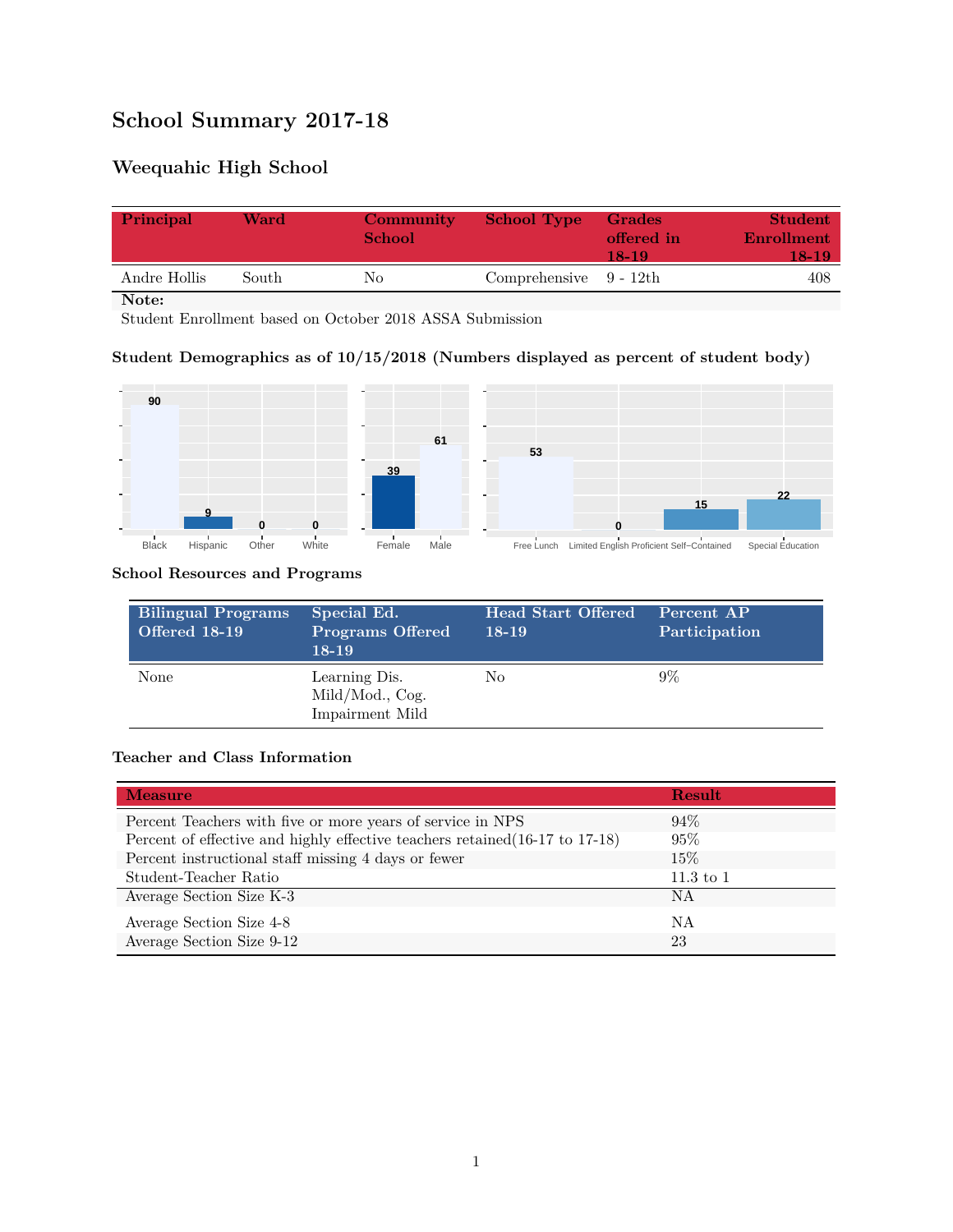# School Summary 2017-18

## Weequahic High School

| Principal | Ward | Community School | School Type | Grades offered in 18-19 | Student Enrollment 18-19 |
|---|---|---|---|---|---|
| Andre Hollis | South | No | Comprehensive | 9 - 12th | 408 |

**Note:**
Student Enrollment based on October 2018 ASSA Submission

### Student Demographics as of 10/15/2018 (Numbers displayed as percent of student body)

| Black | Hispanic | Other | White |
|---|---|---|---|
| 90 | 9 | 0 | 0 |

| Female | Male |
|---|---|
| 39 | 61 |

| Free Lunch | Limited English Proficient | Self-Contained | Special Education |
|---|---|---|---|
| 53 | 0 | 15 | 22 |

### School Resources and Programs

| Bilingual Programs Offered 18-19 | Special Ed. Programs Offered 18-19 | Head Start Offered 18-19 | Percent AP Participation |
|---|---|---|---|
| None | Learning Dis. Mild/Mod., Cog. Impairment Mild | No | 9% |

### Teacher and Class Information

| Measure | Result |
|---|---|
| Percent Teachers with five or more years of service in NPS | 94% |
| Percent of effective and highly effective teachers retained(16-17 to 17-18) | 95% |
| Percent instructional staff missing 4 days or fewer | 15% |
| Student-Teacher Ratio | 11.3 to 1 |
| Average Section Size K-3 | NA |
| Average Section Size 4-8 | NA |
| Average Section Size 9-12 | 23 |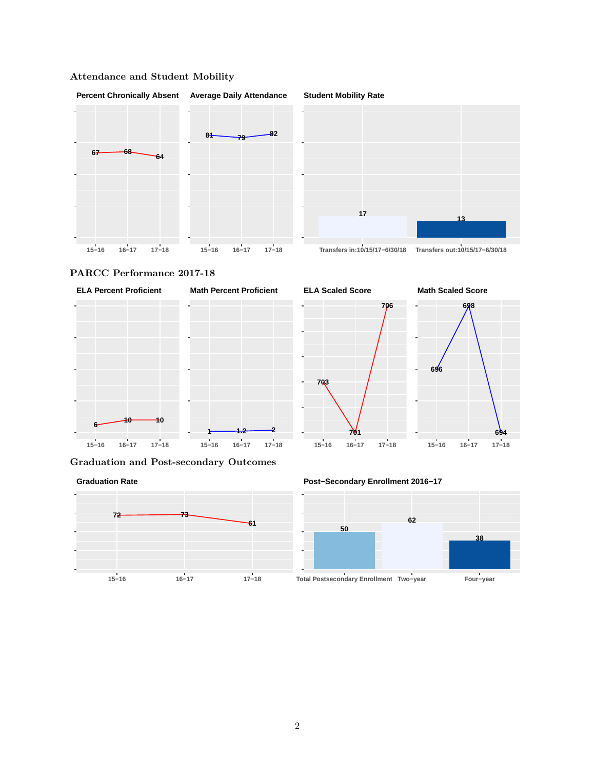## Attendance and Student Mobility

**Percent Chronically Absent**

67 68 64

15–16 16–17 17–18

**Average Daily Attendance**

81 79 82

15–16 16–17 17–18

**Student Mobility Rate**

17 13

Transfers in:10/15/17–6/30/18 Transfers out:10/15/17–6/30/18

## PARCC Performance 2017-18

**ELA Percent Proficient**

6 10 10

15–16 16–17 17–18

**Math Percent Proficient**

1 1.2 2

15–16 16–17 17–18

**ELA Scaled Score**

703 701 706

15–16 16–17 17–18

**Math Scaled Score**

696 698 694

15–16 16–17 17–18

## Graduation and Post-secondary Outcomes

**Graduation Rate**

72 73 61

15–16 16–17 17–18

**Post−Secondary Enrollment 2016−17**

50 62 38

Total Postsecondary Enrollment Two−year Four−year